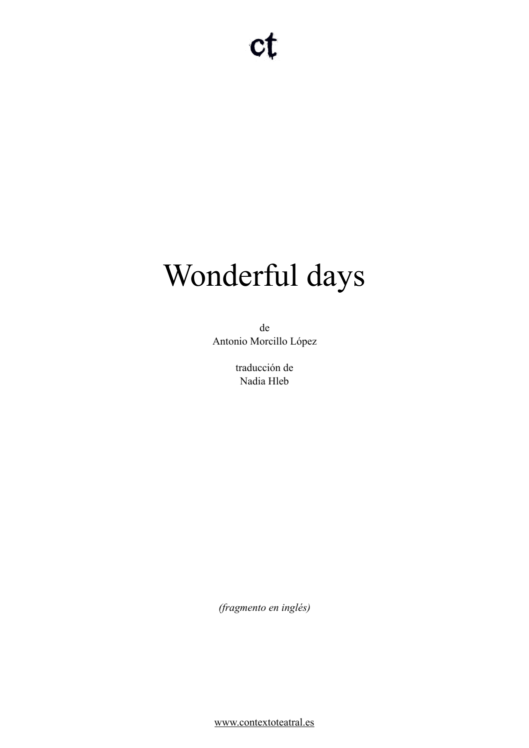ct

# Wonderful days

de
Antonio Morcillo López

traducción de
Nadia Hleb

*(fragmento en inglés)*

www.contextoteatral.es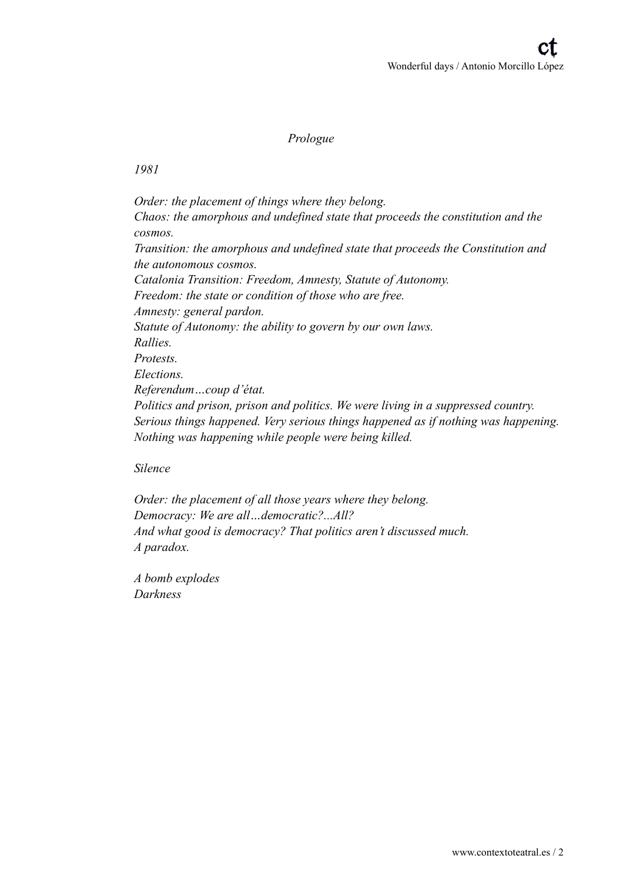*Prologue*

*1981*

*Order: the placement of things where they belong.*
*Chaos: the amorphous and undefined state that proceeds the constitution and the cosmos.*
*Transition: the amorphous and undefined state that proceeds the Constitution and the autonomous cosmos.*
*Catalonia Transition: Freedom, Amnesty, Statute of Autonomy.*
*Freedom: the state or condition of those who are free.*
*Amnesty: general pardon.*
*Statute of Autonomy: the ability to govern by our own laws.*
*Rallies.*
*Protests.*
*Elections.*
*Referendum…coup d'état.*
*Politics and prison, prison and politics. We were living in a suppressed country. Serious things happened. Very serious things happened as if nothing was happening. Nothing was happening while people were being killed.*

*Silence*

*Order: the placement of all those years where they belong.*
*Democracy: We are all…democratic?...All?*
*And what good is democracy? That politics aren't discussed much.*
*A paradox.*

*A bomb explodes*
*Darkness*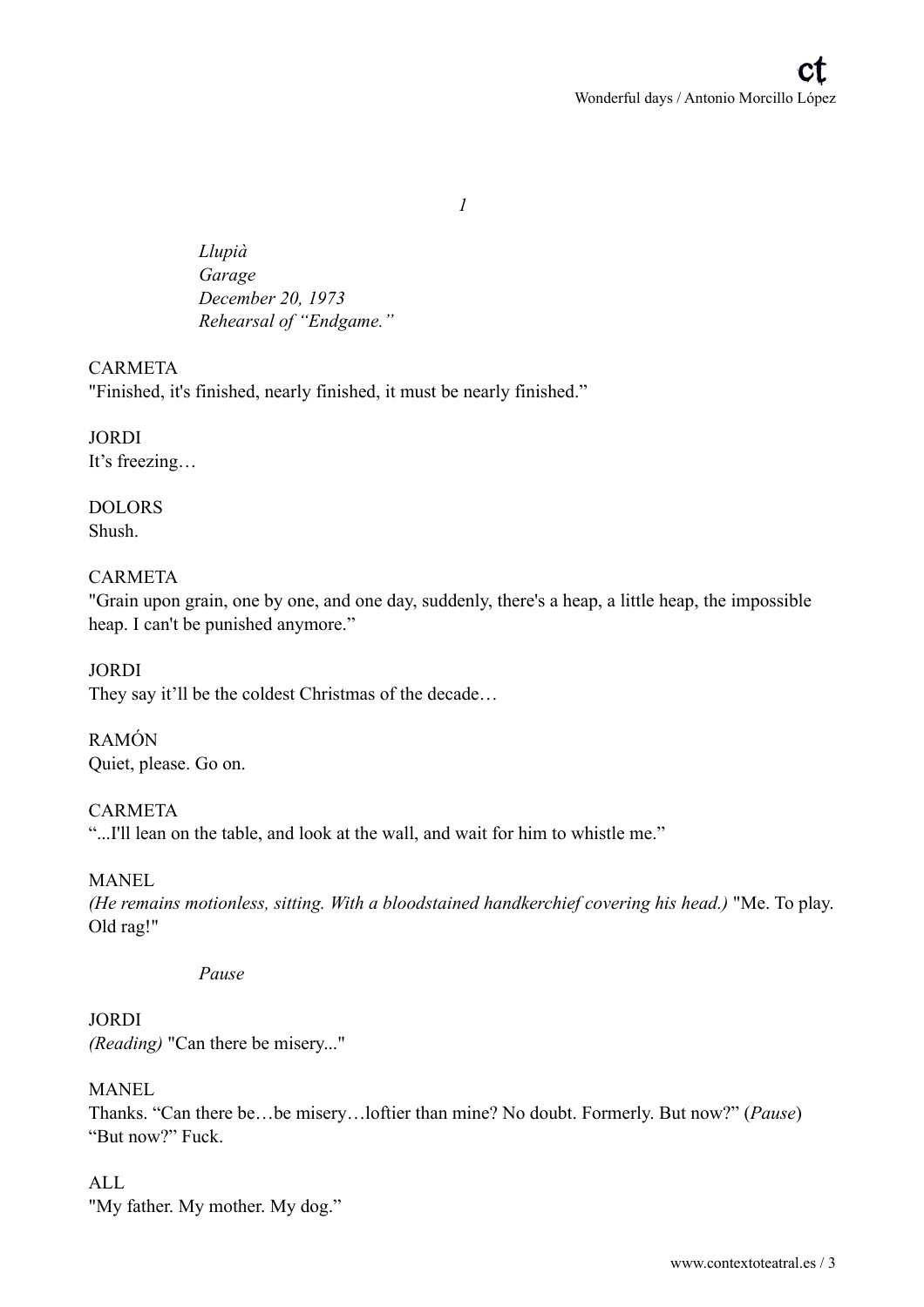*1*

*Llupià*
*Garage*
*December 20, 1973*
*Rehearsal of "Endgame."*

CARMETA
"Finished, it's finished, nearly finished, it must be nearly finished."

JORDI
It's freezing…

DOLORS
Shush.

CARMETA
"Grain upon grain, one by one, and one day, suddenly, there's a heap, a little heap, the impossible heap. I can't be punished anymore."

JORDI
They say it'll be the coldest Christmas of the decade…

RAMÓN
Quiet, please. Go on.

CARMETA
"...I'll lean on the table, and look at the wall, and wait for him to whistle me."

MANEL
*(He remains motionless, sitting. With a bloodstained handkerchief covering his head.)* "Me. To play. Old rag!"

*Pause*

JORDI
*(Reading)* "Can there be misery..."

MANEL
Thanks. "Can there be…be misery…loftier than mine? No doubt. Formerly. But now?" (*Pause*) "But now?" Fuck.

ALL
"My father. My mother. My dog."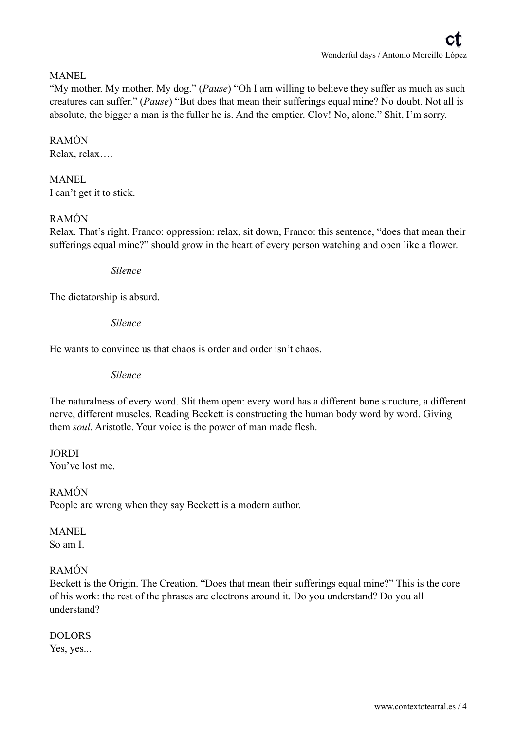MANEL
"My mother. My mother. My dog." (*Pause*) "Oh I am willing to believe they suffer as much as such creatures can suffer." (*Pause*) "But does that mean their sufferings equal mine? No doubt. Not all is absolute, the bigger a man is the fuller he is. And the emptier. Clov! No, alone." Shit, I'm sorry.

RAMÓN
Relax, relax….

MANEL
I can't get it to stick.

RAMÓN
Relax. That's right. Franco: oppression: relax, sit down, Franco: this sentence, "does that mean their sufferings equal mine?" should grow in the heart of every person watching and open like a flower.

*Silence*

The dictatorship is absurd.

*Silence*

He wants to convince us that chaos is order and order isn't chaos.

*Silence*

The naturalness of every word. Slit them open: every word has a different bone structure, a different nerve, different muscles. Reading Beckett is constructing the human body word by word. Giving them *soul*. Aristotle. Your voice is the power of man made flesh.

JORDI
You've lost me.

RAMÓN
People are wrong when they say Beckett is a modern author.

MANEL
So am I.

RAMÓN
Beckett is the Origin. The Creation. "Does that mean their sufferings equal mine?" This is the core of his work: the rest of the phrases are electrons around it. Do you understand? Do you all understand?

DOLORS
Yes, yes...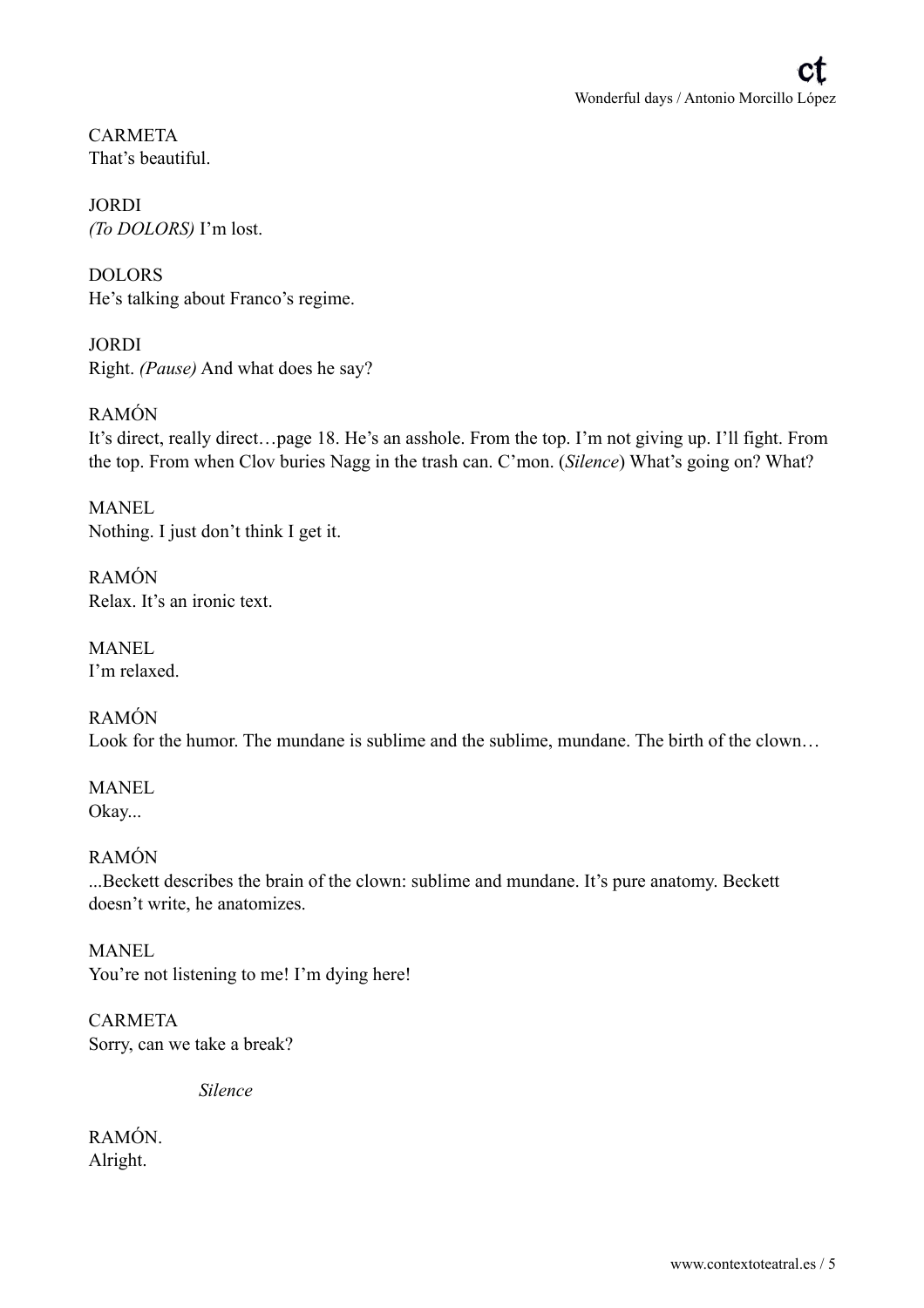CARMETA
That's beautiful.

JORDI
*(To DOLORS)* I'm lost.

DOLORS
He's talking about Franco's regime.

JORDI
Right. *(Pause)* And what does he say?

RAMÓN
It's direct, really direct…page 18. He's an asshole. From the top. I'm not giving up. I'll fight. From the top. From when Clov buries Nagg in the trash can. C'mon. (*Silence*) What's going on? What?

MANEL
Nothing. I just don't think I get it.

RAMÓN
Relax. It's an ironic text.

MANEL
I'm relaxed.

RAMÓN
Look for the humor. The mundane is sublime and the sublime, mundane. The birth of the clown…

MANEL
Okay...

RAMÓN
...Beckett describes the brain of the clown: sublime and mundane. It's pure anatomy. Beckett doesn't write, he anatomizes.

MANEL
You're not listening to me! I'm dying here!

CARMETA
Sorry, can we take a break?

*Silence*

RAMÓN.
Alright.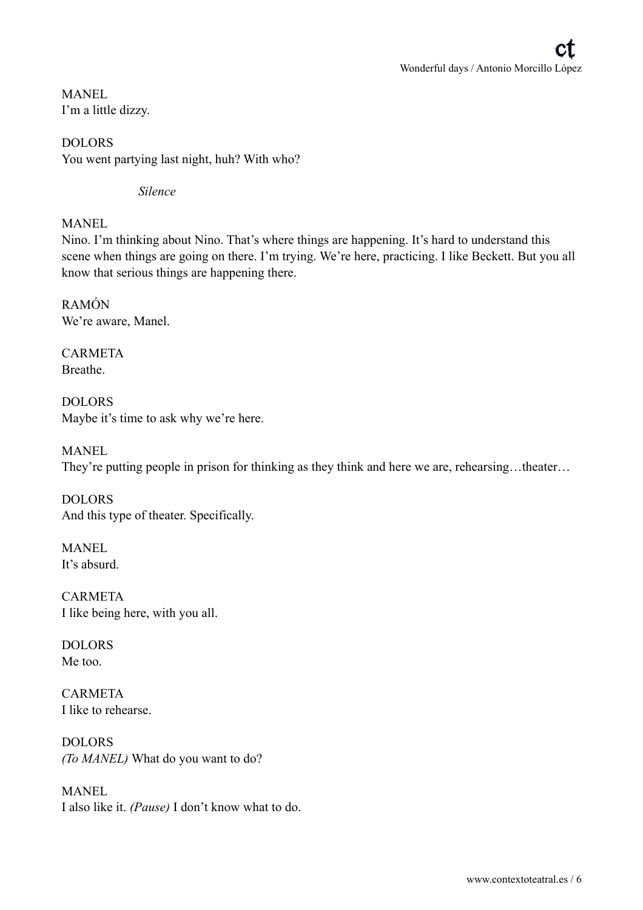MANEL
I'm a little dizzy.

DOLORS
You went partying last night, huh? With who?

*Silence*

MANEL
Nino. I'm thinking about Nino. That's where things are happening. It's hard to understand this scene when things are going on there. I'm trying. We're here, practicing. I like Beckett. But you all know that serious things are happening there.

RAMÓN
We're aware, Manel.

CARMETA
Breathe.

DOLORS
Maybe it's time to ask why we're here.

MANEL
They're putting people in prison for thinking as they think and here we are, rehearsing…theater…

DOLORS
And this type of theater. Specifically.

MANEL
It's absurd.

CARMETA
I like being here, with you all.

DOLORS
Me too.

CARMETA
I like to rehearse.

DOLORS
*(To MANEL)* What do you want to do?

MANEL
I also like it. *(Pause)* I don't know what to do.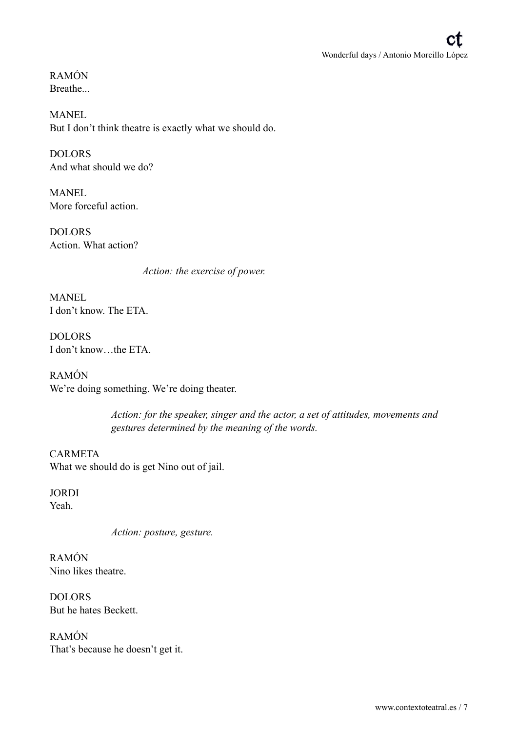RAMÓN
Breathe...

MANEL
But I don't think theatre is exactly what we should do.

DOLORS
And what should we do?

MANEL
More forceful action.

DOLORS
Action. What action?

*Action: the exercise of power.*

MANEL
I don't know. The ETA.

DOLORS
I don't know…the ETA.

RAMÓN
We're doing something. We're doing theater.

*Action: for the speaker, singer and the actor, a set of attitudes, movements and gestures determined by the meaning of the words.*

CARMETA
What we should do is get Nino out of jail.

JORDI
Yeah.

*Action: posture, gesture.*

RAMÓN
Nino likes theatre.

DOLORS
But he hates Beckett.

RAMÓN
That's because he doesn't get it.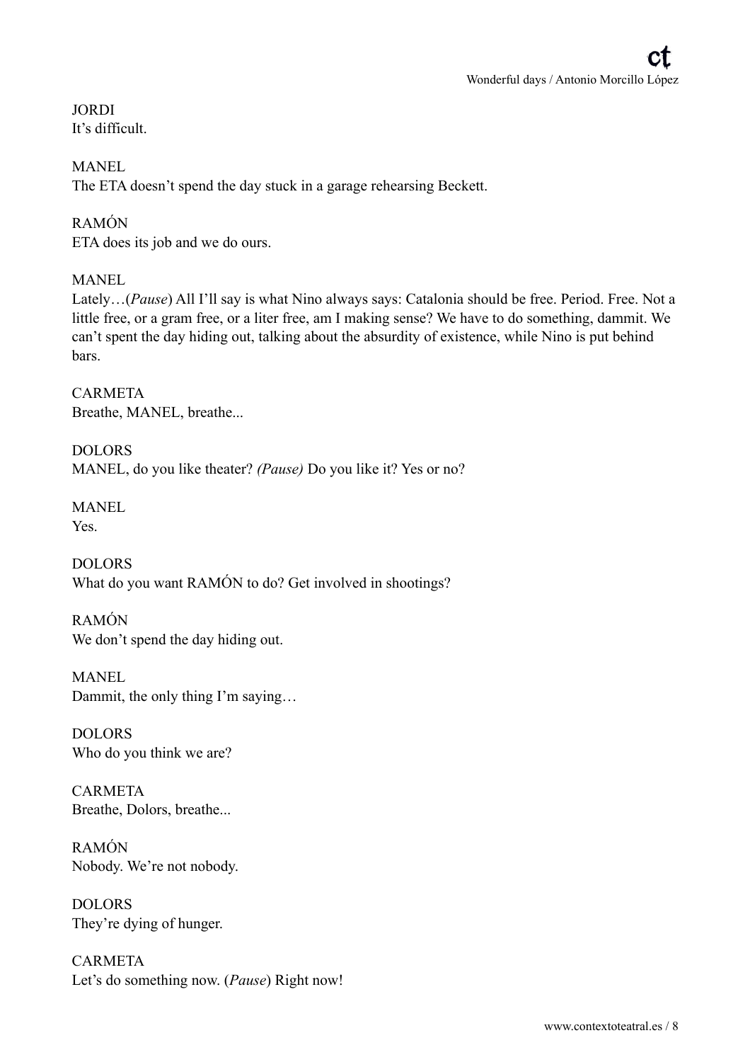JORDI
It's difficult.

MANEL
The ETA doesn't spend the day stuck in a garage rehearsing Beckett.

RAMÓN
ETA does its job and we do ours.

MANEL
Lately…(*Pause*) All I'll say is what Nino always says: Catalonia should be free. Period. Free. Not a little free, or a gram free, or a liter free, am I making sense? We have to do something, dammit. We can't spent the day hiding out, talking about the absurdity of existence, while Nino is put behind bars.

CARMETA
Breathe, MANEL, breathe...

DOLORS
MANEL, do you like theater? *(Pause)* Do you like it? Yes or no?

MANEL
Yes.

DOLORS
What do you want RAMÓN to do? Get involved in shootings?

RAMÓN
We don't spend the day hiding out.

MANEL
Dammit, the only thing I'm saying…

DOLORS
Who do you think we are?

CARMETA
Breathe, Dolors, breathe...

RAMÓN
Nobody. We're not nobody.

DOLORS
They're dying of hunger.

CARMETA
Let's do something now. (*Pause*) Right now!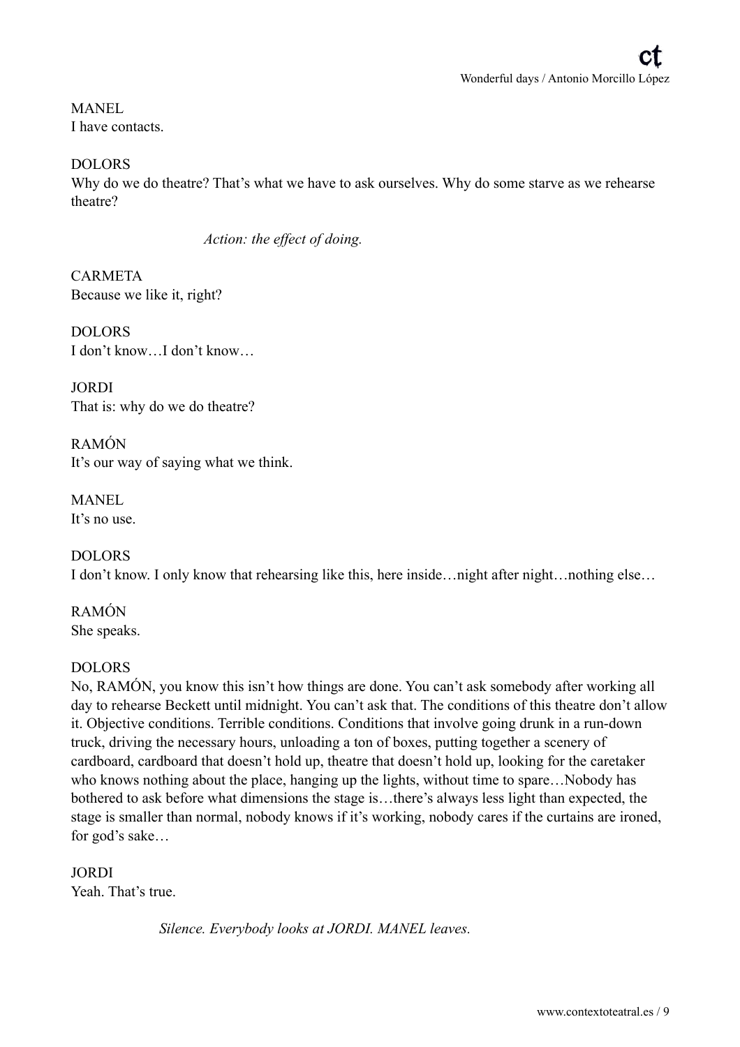MANEL
I have contacts.

DOLORS
Why do we do theatre? That's what we have to ask ourselves. Why do some starve as we rehearse theatre?

*Action: the effect of doing.*

CARMETA
Because we like it, right?

DOLORS
I don't know…I don't know…

JORDI
That is: why do we do theatre?

RAMÓN
It's our way of saying what we think.

MANEL
It's no use.

DOLORS
I don't know. I only know that rehearsing like this, here inside…night after night…nothing else…

RAMÓN
She speaks.

DOLORS
No, RAMÓN, you know this isn't how things are done. You can't ask somebody after working all day to rehearse Beckett until midnight. You can't ask that. The conditions of this theatre don't allow it. Objective conditions. Terrible conditions. Conditions that involve going drunk in a run-down truck, driving the necessary hours, unloading a ton of boxes, putting together a scenery of cardboard, cardboard that doesn't hold up, theatre that doesn't hold up, looking for the caretaker who knows nothing about the place, hanging up the lights, without time to spare…Nobody has bothered to ask before what dimensions the stage is…there's always less light than expected, the stage is smaller than normal, nobody knows if it's working, nobody cares if the curtains are ironed, for god's sake…

JORDI
Yeah. That's true.

*Silence. Everybody looks at JORDI. MANEL leaves.*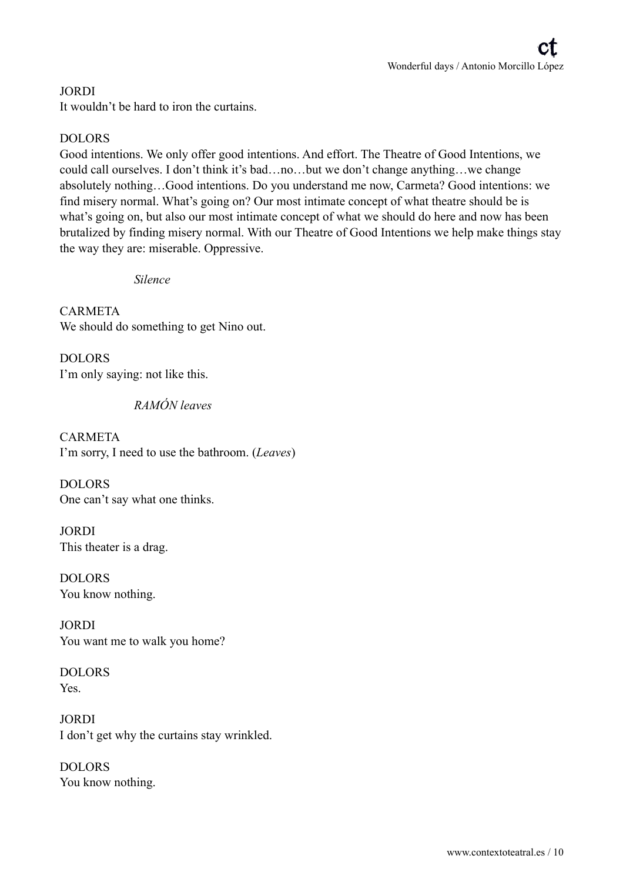JORDI
It wouldn't be hard to iron the curtains.

DOLORS
Good intentions. We only offer good intentions. And effort. The Theatre of Good Intentions, we could call ourselves. I don't think it's bad…no…but we don't change anything…we change absolutely nothing…Good intentions. Do you understand me now, Carmeta? Good intentions: we find misery normal. What's going on? Our most intimate concept of what theatre should be is what's going on, but also our most intimate concept of what we should do here and now has been brutalized by finding misery normal. With our Theatre of Good Intentions we help make things stay the way they are: miserable. Oppressive.

*Silence*

CARMETA
We should do something to get Nino out.

DOLORS
I'm only saying: not like this.

*RAMÓN leaves*

CARMETA
I'm sorry, I need to use the bathroom. (*Leaves*)

DOLORS
One can't say what one thinks.

JORDI
This theater is a drag.

DOLORS
You know nothing.

JORDI
You want me to walk you home?

DOLORS
Yes.

JORDI
I don't get why the curtains stay wrinkled.

DOLORS
You know nothing.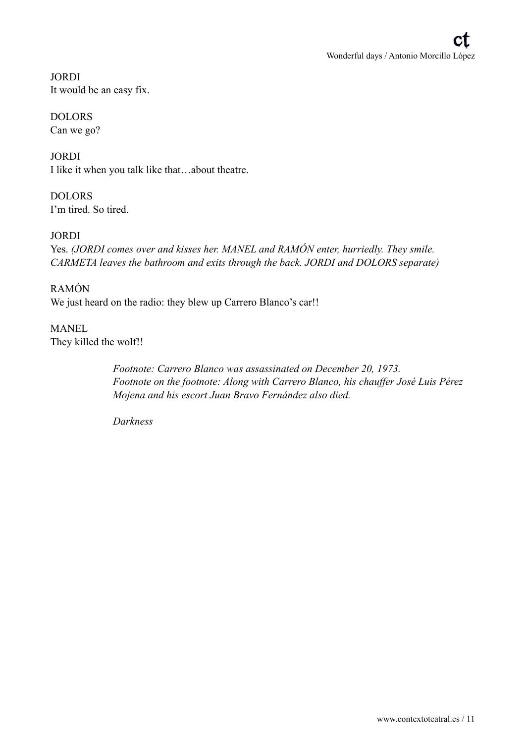JORDI
It would be an easy fix.

DOLORS
Can we go?

JORDI
I like it when you talk like that…about theatre.

DOLORS
I'm tired. So tired.

JORDI
Yes. *(JORDI comes over and kisses her. MANEL and RAMÓN enter, hurriedly. They smile. CARMETA leaves the bathroom and exits through the back. JORDI and DOLORS separate)*

RAMÓN
We just heard on the radio: they blew up Carrero Blanco's car!!

MANEL
They killed the wolf!!

> *Footnote: Carrero Blanco was assassinated on December 20, 1973.*
> *Footnote on the footnote: Along with Carrero Blanco, his chauffer José Luis Pérez Mojena and his escort Juan Bravo Fernández also died.*
>
> *Darkness*